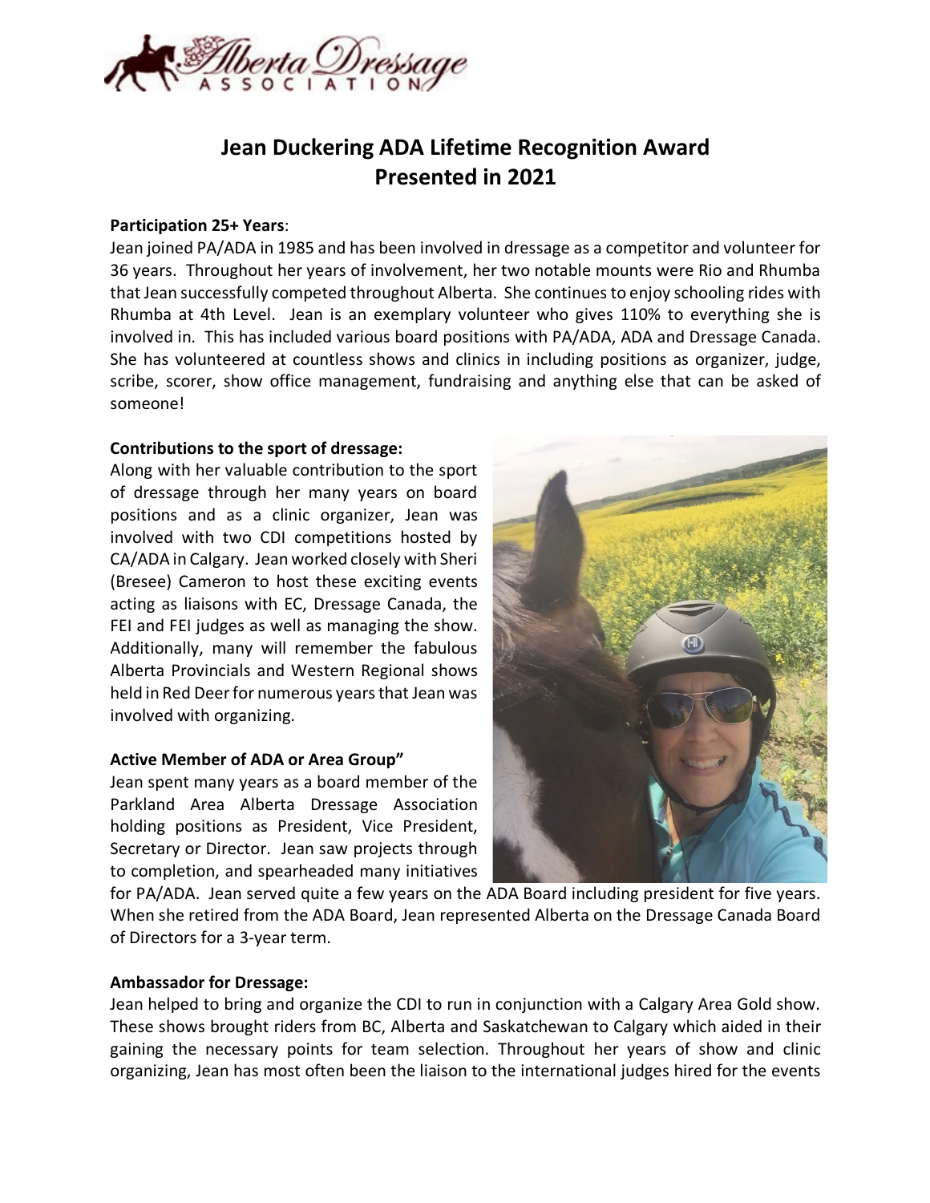# Jean Duckering ADA Lifetime Recognition Award Presented in 2021

**Participation 25+ Years**:

Jean joined PA/ADA in 1985 and has been involved in dressage as a competitor and volunteer for 36 years. Throughout her years of involvement, her two notable mounts were Rio and Rhumba that Jean successfully competed throughout Alberta. She continues to enjoy schooling rides with Rhumba at 4th Level. Jean is an exemplary volunteer who gives 110% to everything she is involved in. This has included various board positions with PA/ADA, ADA and Dressage Canada. She has volunteered at countless shows and clinics in including positions as organizer, judge, scribe, scorer, show office management, fundraising and anything else that can be asked of someone!

**Contributions to the sport of dressage:**

Along with her valuable contribution to the sport of dressage through her many years on board positions and as a clinic organizer, Jean was involved with two CDI competitions hosted by CA/ADA in Calgary. Jean worked closely with Sheri (Bresee) Cameron to host these exciting events acting as liaisons with EC, Dressage Canada, the FEI and FEI judges as well as managing the show. Additionally, many will remember the fabulous Alberta Provincials and Western Regional shows held in Red Deer for numerous years that Jean was involved with organizing.

**Active Member of ADA or Area Group"**

Jean spent many years as a board member of the Parkland Area Alberta Dressage Association holding positions as President, Vice President, Secretary or Director. Jean saw projects through to completion, and spearheaded many initiatives for PA/ADA. Jean served quite a few years on the ADA Board including president for five years. When she retired from the ADA Board, Jean represented Alberta on the Dressage Canada Board of Directors for a 3-year term.

**Ambassador for Dressage:**

Jean helped to bring and organize the CDI to run in conjunction with a Calgary Area Gold show. These shows brought riders from BC, Alberta and Saskatchewan to Calgary which aided in their gaining the necessary points for team selection. Throughout her years of show and clinic organizing, Jean has most often been the liaison to the international judges hired for the events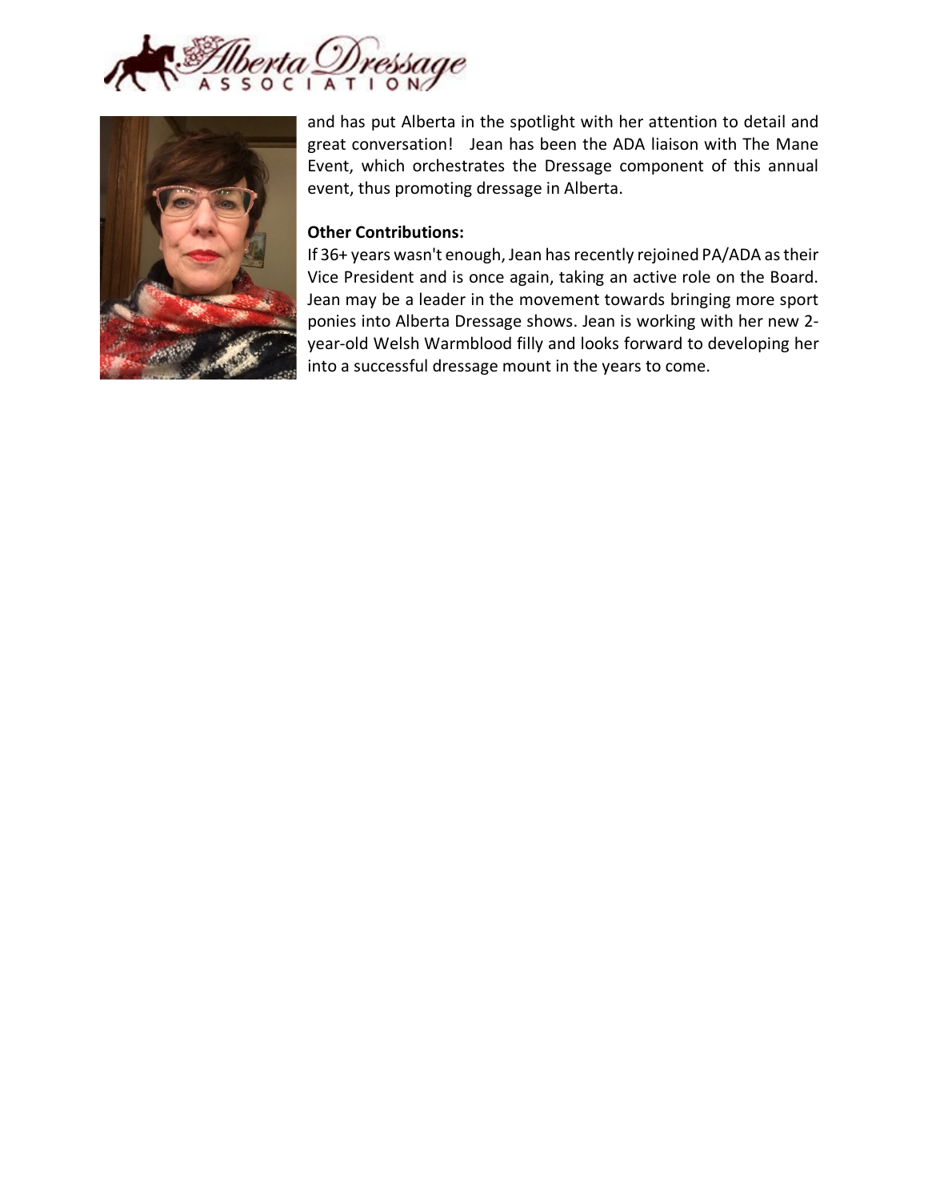and has put Alberta in the spotlight with her attention to detail and great conversation! Jean has been the ADA liaison with The Mane Event, which orchestrates the Dressage component of this annual event, thus promoting dressage in Alberta.

**Other Contributions:**

If 36+ years wasn't enough, Jean has recently rejoined PA/ADA as their Vice President and is once again, taking an active role on the Board. Jean may be a leader in the movement towards bringing more sport ponies into Alberta Dressage shows. Jean is working with her new 2-year-old Welsh Warmblood filly and looks forward to developing her into a successful dressage mount in the years to come.